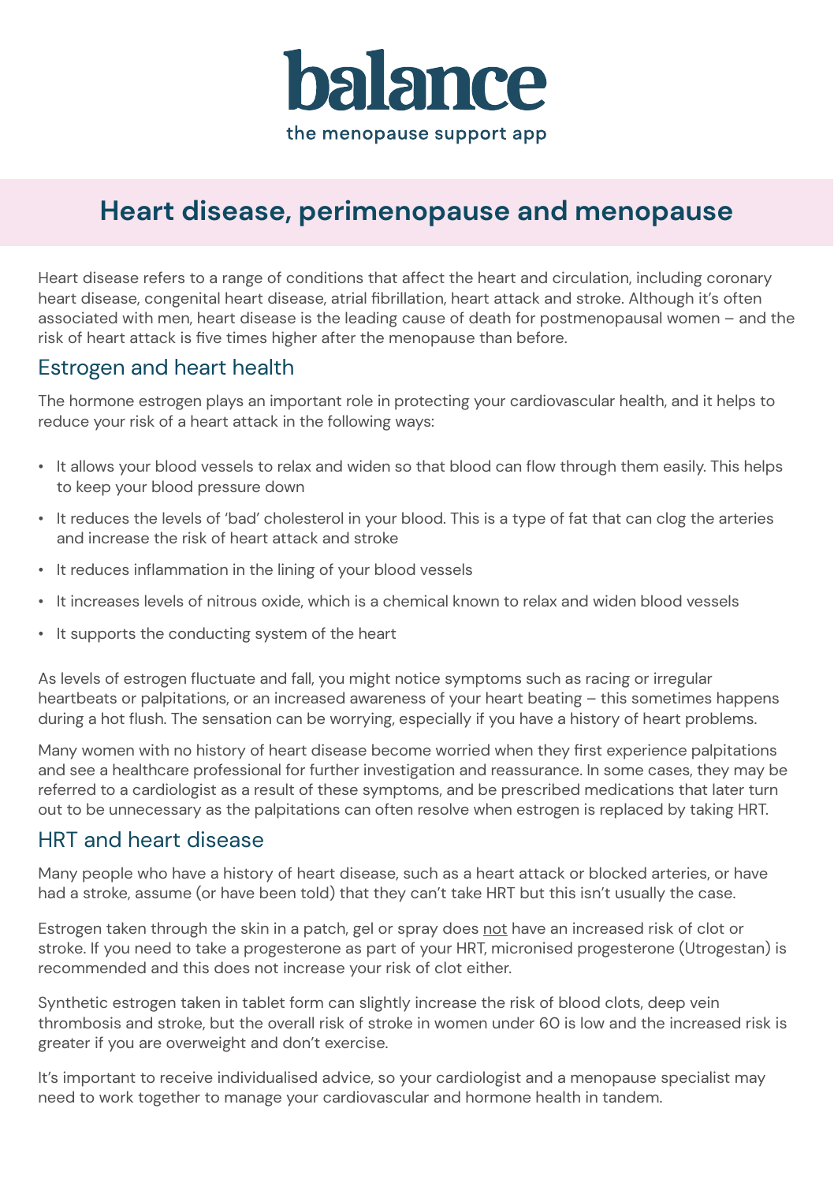**balance**

the menopause support app

# Heart disease, perimenopause and menopause

Heart disease refers to a range of conditions that affect the heart and circulation, including coronary heart disease, congenital heart disease, atrial fibrillation, heart attack and stroke. Although it's often associated with men, heart disease is the leading cause of death for postmenopausal women – and the risk of heart attack is five times higher after the menopause than before.

## Estrogen and heart health

The hormone estrogen plays an important role in protecting your cardiovascular health, and it helps to reduce your risk of a heart attack in the following ways:

- It allows your blood vessels to relax and widen so that blood can flow through them easily. This helps to keep your blood pressure down
- It reduces the levels of 'bad' cholesterol in your blood. This is a type of fat that can clog the arteries and increase the risk of heart attack and stroke
- It reduces inflammation in the lining of your blood vessels
- It increases levels of nitrous oxide, which is a chemical known to relax and widen blood vessels
- It supports the conducting system of the heart

As levels of estrogen fluctuate and fall, you might notice symptoms such as racing or irregular heartbeats or palpitations, or an increased awareness of your heart beating – this sometimes happens during a hot flush. The sensation can be worrying, especially if you have a history of heart problems.

Many women with no history of heart disease become worried when they first experience palpitations and see a healthcare professional for further investigation and reassurance. In some cases, they may be referred to a cardiologist as a result of these symptoms, and be prescribed medications that later turn out to be unnecessary as the palpitations can often resolve when estrogen is replaced by taking HRT.

## HRT and heart disease

Many people who have a history of heart disease, such as a heart attack or blocked arteries, or have had a stroke, assume (or have been told) that they can't take HRT but this isn't usually the case.

Estrogen taken through the skin in a patch, gel or spray does <u>not</u> have an increased risk of clot or stroke. If you need to take a progesterone as part of your HRT, micronised progesterone (Utrogestan) is recommended and this does not increase your risk of clot either.

Synthetic estrogen taken in tablet form can slightly increase the risk of blood clots, deep vein thrombosis and stroke, but the overall risk of stroke in women under 60 is low and the increased risk is greater if you are overweight and don't exercise.

It's important to receive individualised advice, so your cardiologist and a menopause specialist may need to work together to manage your cardiovascular and hormone health in tandem.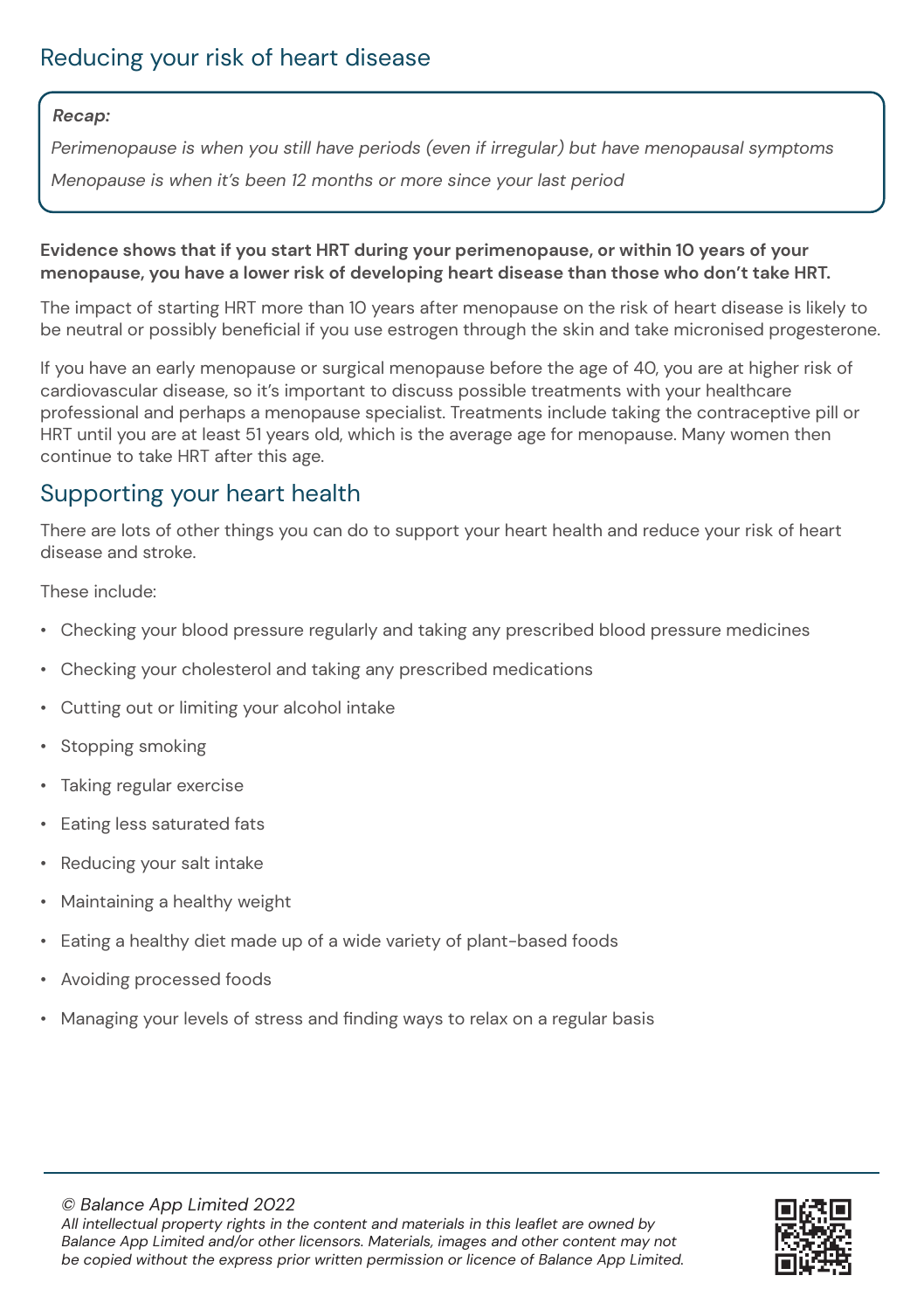## Reducing your risk of heart disease

> ***Recap:***
>
> *Perimenopause is when you still have periods (even if irregular) but have menopausal symptoms*
>
> *Menopause is when it's been 12 months or more since your last period*

**Evidence shows that if you start HRT during your perimenopause, or within 10 years of your menopause, you have a lower risk of developing heart disease than those who don't take HRT.**

The impact of starting HRT more than 10 years after menopause on the risk of heart disease is likely to be neutral or possibly beneficial if you use estrogen through the skin and take micronised progesterone.

If you have an early menopause or surgical menopause before the age of 40, you are at higher risk of cardiovascular disease, so it's important to discuss possible treatments with your healthcare professional and perhaps a menopause specialist. Treatments include taking the contraceptive pill or HRT until you are at least 51 years old, which is the average age for menopause. Many women then continue to take HRT after this age.

## Supporting your heart health

There are lots of other things you can do to support your heart health and reduce your risk of heart disease and stroke.

These include:

- Checking your blood pressure regularly and taking any prescribed blood pressure medicines
- Checking your cholesterol and taking any prescribed medications
- Cutting out or limiting your alcohol intake
- Stopping smoking
- Taking regular exercise
- Eating less saturated fats
- Reducing your salt intake
- Maintaining a healthy weight
- Eating a healthy diet made up of a wide variety of plant-based foods
- Avoiding processed foods
- Managing your levels of stress and finding ways to relax on a regular basis

*© Balance App Limited 2022*
*All intellectual property rights in the content and materials in this leaflet are owned by Balance App Limited and/or other licensors. Materials, images and other content may not be copied without the express prior written permission or licence of Balance App Limited.*